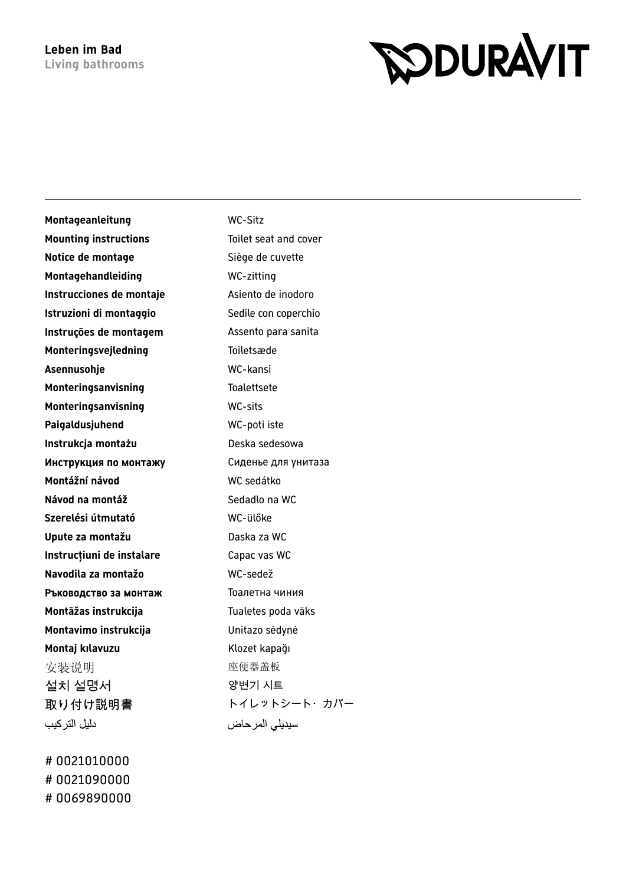**Leben im Bad**
**Living bathrooms**

DURAVIT

---

| | |
|---|---|
| **Montageanleitung** | WC-Sitz |
| **Mounting instructions** | Toilet seat and cover |
| **Notice de montage** | Siège de cuvette |
| **Montagehandleiding** | WC-zitting |
| **Instrucciones de montaje** | Asiento de inodoro |
| **Istruzioni di montaggio** | Sedile con coperchio |
| **Instruções de montagem** | Assento para sanita |
| **Monteringsvejledning** | Toiletsæde |
| **Asennusohje** | WC-kansi |
| **Monteringsanvisning** | Toalettsete |
| **Monteringsanvisning** | WC-sits |
| **Paigaldusjuhend** | WC-poti iste |
| **Instrukcja montażu** | Deska sedesowa |
| **Инструкция по монтажу** | Сиденье для унитаза |
| **Montážní návod** | WC sedátko |
| **Návod na montáž** | Sedadlo na WC |
| **Szerelési útmutató** | WC-ülőke |
| **Upute za montažu** | Daska za WC |
| **Instrucțiuni de instalare** | Capac vas WC |
| **Navodila za montažo** | WC-sedež |
| **Ръководство за монтаж** | Тоалетна чиния |
| **Montāžas instrukcija** | Tualetes poda vāks |
| **Montavimo instrukcija** | Unitazo sėdynė |
| **Montaj kılavuzu** | Klozet kapağı |
| 安装说明 | 座便器盖板 |
| 설치 설명서 | 양변기 시트 |
| 取り付け説明書 | トイレットシート・カバー |
| دليل التركيب | سيديلي المرحاض |

# 0021010000
# 0021090000
# 0069890000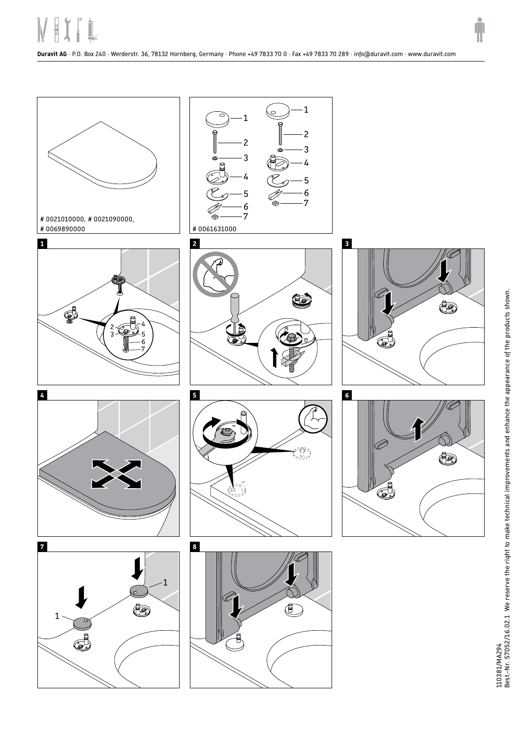**Duravit AG** · P.O. Box 240 · Werderstr. 36, 78132 Hornberg, Germany · Phone +49 7833 70 0 · Fax +49 7833 70 289 · info@duravit.com · www.duravit.com

# 0021010000, # 0021090000, # 0069890000

# 0061631000

1
2
3
4
5
6
7

110381/MA294
Best.-Nr. 57052/16.02.1 We reserve the right to make technical improvements and enhance the appearance of the products shown.